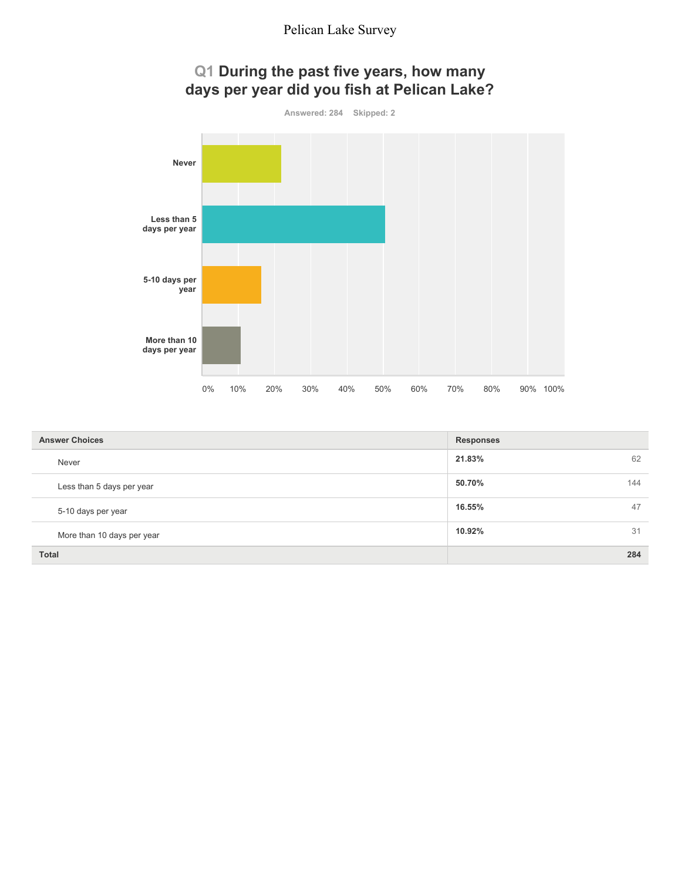# Pelican Lake Survey

## Q1 During the past five years, how many days per year did you fish at Pelican Lake?

Answered: 284 Skipped: 2

| Answer Choices | Responses | |
|---|---|---|
| Never | **21.83%** | 62 |
| Less than 5 days per year | **50.70%** | 144 |
| 5-10 days per year | **16.55%** | 47 |
| More than 10 days per year | **10.92%** | 31 |
| **Total** | | **284** |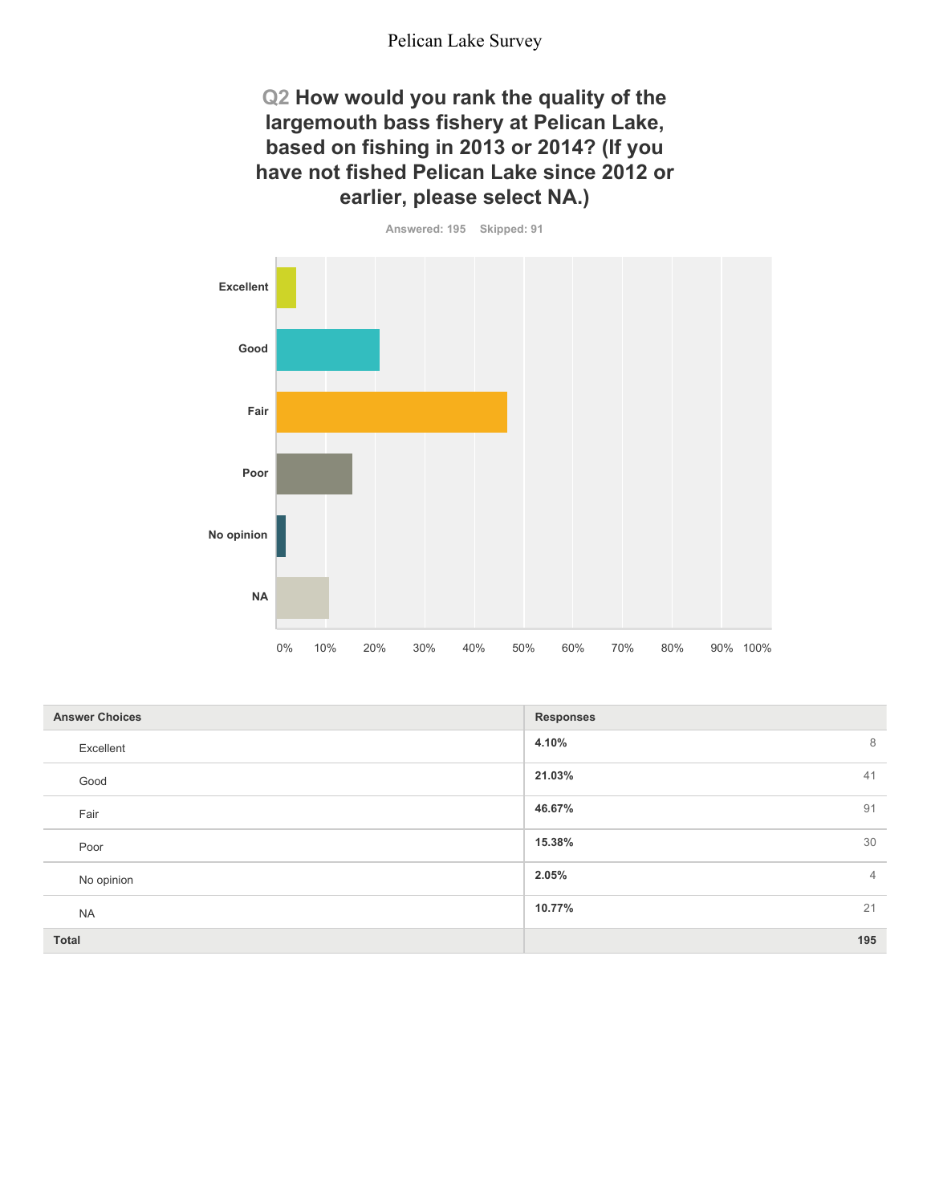## Q2 How would you rank the quality of the largemouth bass fishery at Pelican Lake, based on fishing in 2013 or 2014? (If you have not fished Pelican Lake since 2012 or earlier, please select NA.)

Answered: 195 Skipped: 91

| Answer Choices | Responses | |
|---|---|---|
| Excellent | 4.10% | 8 |
| Good | 21.03% | 41 |
| Fair | 46.67% | 91 |
| Poor | 15.38% | 30 |
| No opinion | 2.05% | 4 |
| NA | 10.77% | 21 |
| **Total** | | **195** |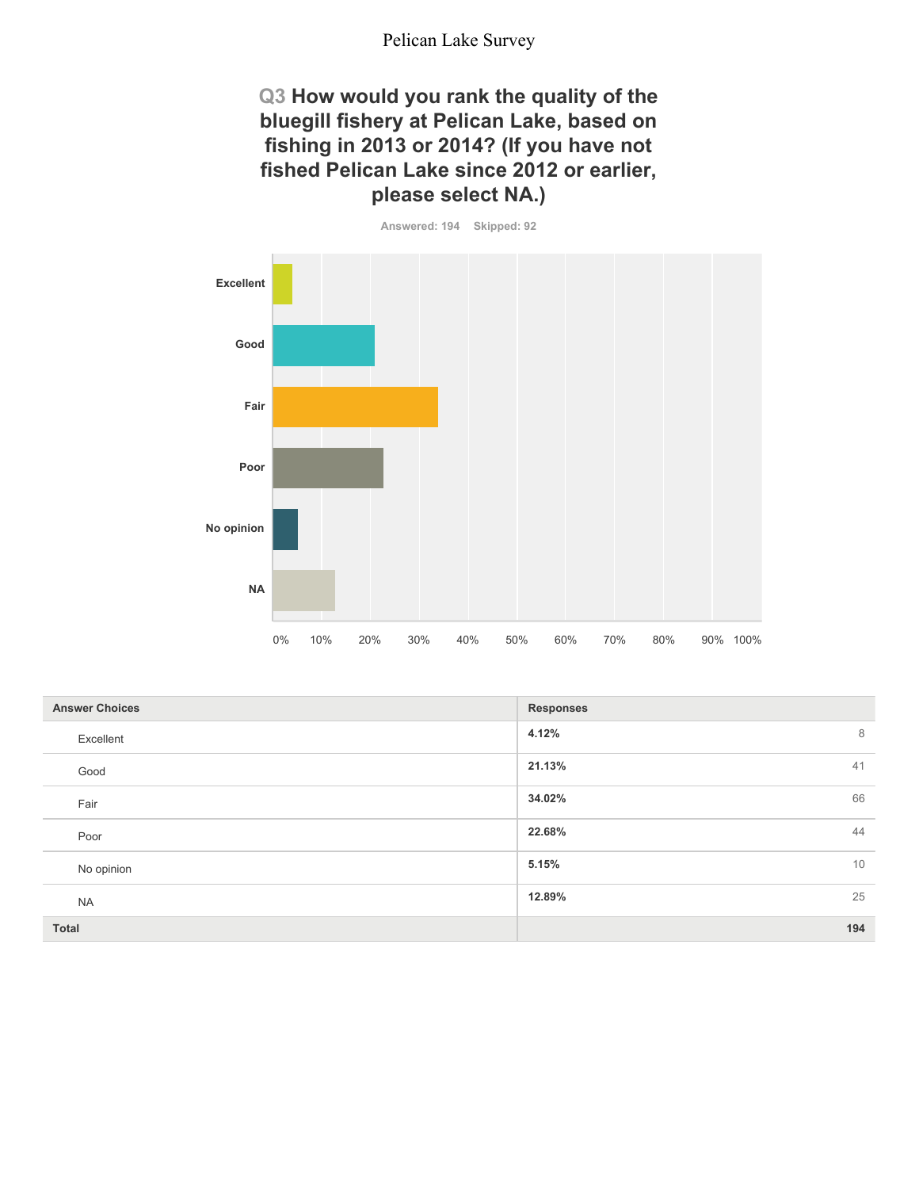## Q3 How would you rank the quality of the bluegill fishery at Pelican Lake, based on fishing in 2013 or 2014? (If you have not fished Pelican Lake since 2012 or earlier, please select NA.)

Answered: 194 Skipped: 92

| Answer Choices | Responses | |
|---|---|---|
| Excellent | 4.12% | 8 |
| Good | 21.13% | 41 |
| Fair | 34.02% | 66 |
| Poor | 22.68% | 44 |
| No opinion | 5.15% | 10 |
| NA | 12.89% | 25 |
| **Total** | | **194** |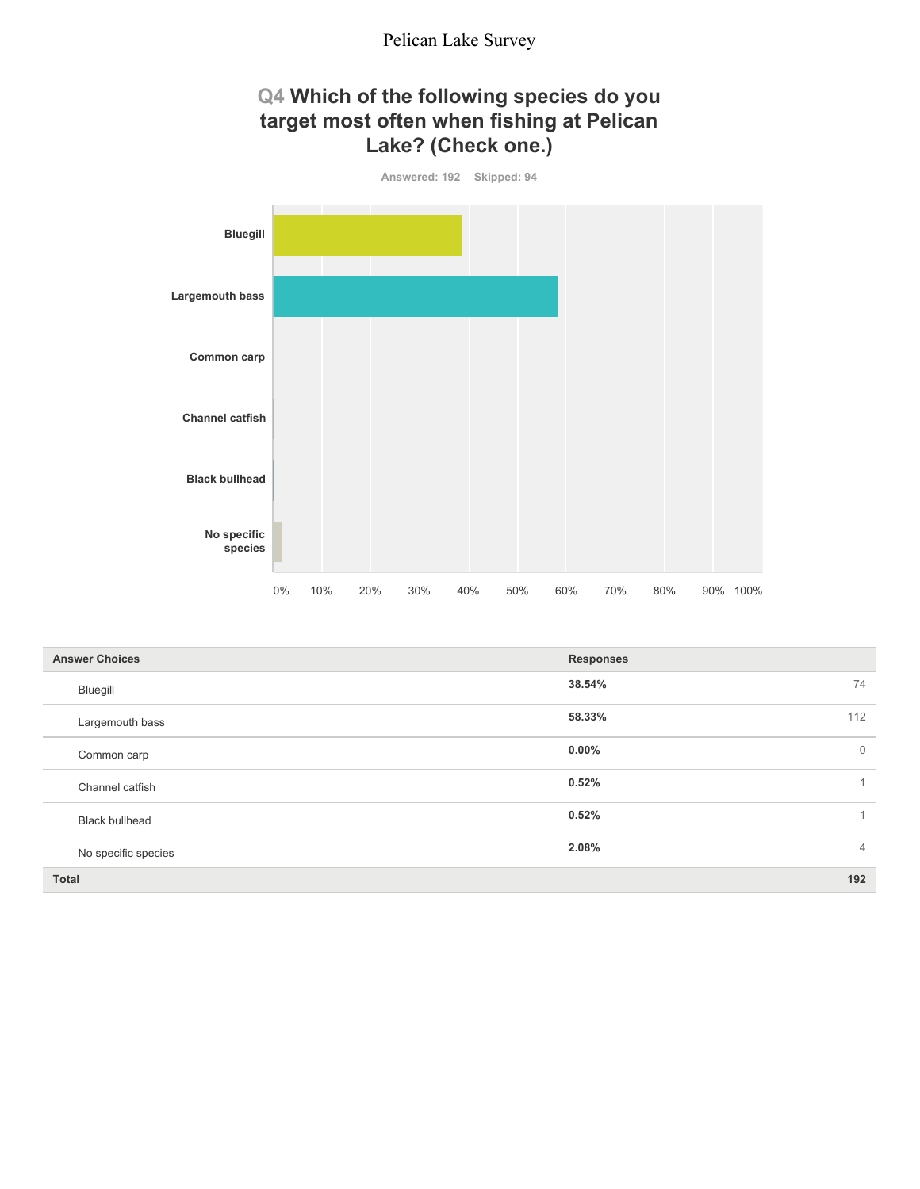# Q4 Which of the following species do you target most often when fishing at Pelican Lake? (Check one.)

Answered: 192 Skipped: 94

| Answer Choices | Responses | |
|---|---|---|
| Bluegill | 38.54% | 74 |
| Largemouth bass | 58.33% | 112 |
| Common carp | 0.00% | 0 |
| Channel catfish | 0.52% | 1 |
| Black bullhead | 0.52% | 1 |
| No specific species | 2.08% | 4 |
| **Total** | | **192** |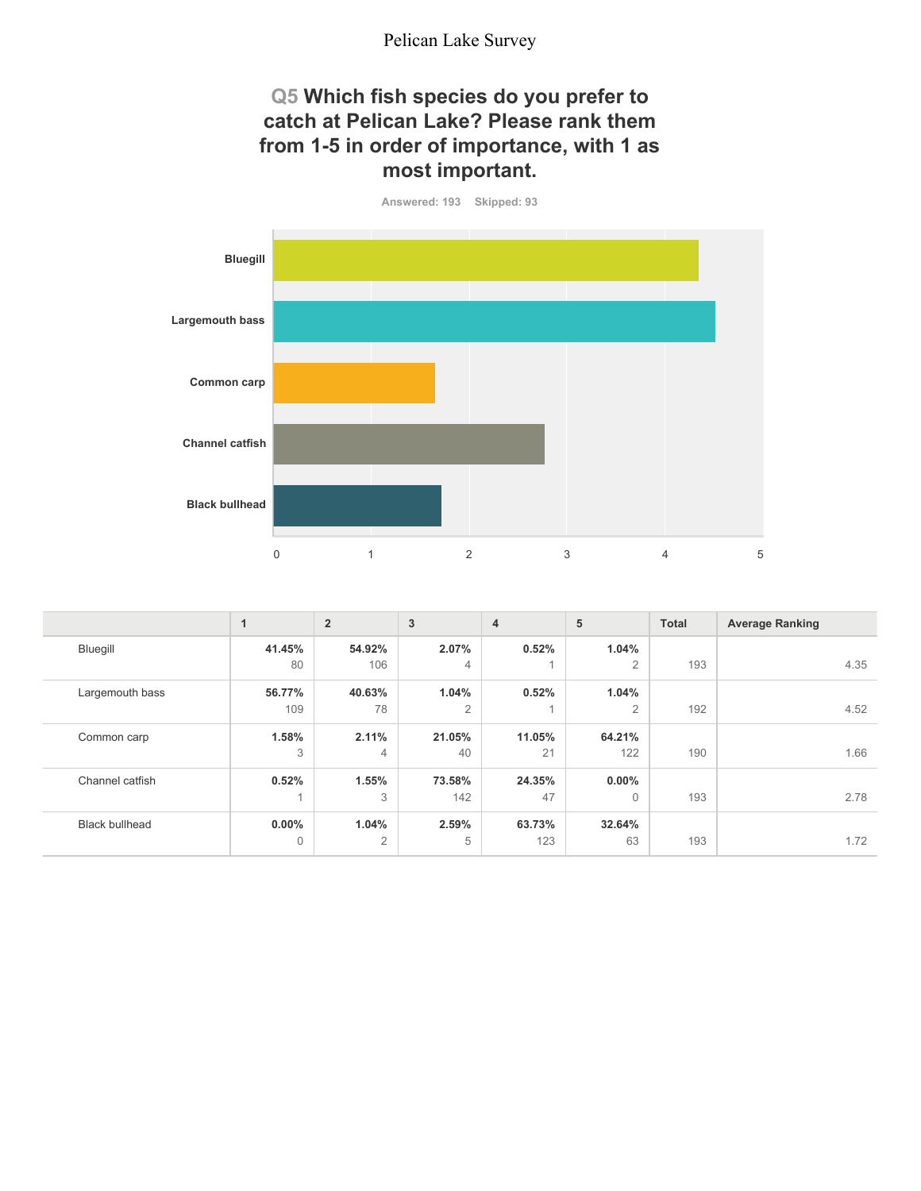## Q5 Which fish species do you prefer to catch at Pelican Lake? Please rank them from 1-5 in order of importance, with 1 as most important.

Answered: 193 Skipped: 93

| | 1 | 2 | 3 | 4 | 5 | Total | Average Ranking |
|---|---|---|---|---|---|---|---|
| Bluegill | **41.45%** 80 | **54.92%** 106 | **2.07%** 4 | **0.52%** 1 | **1.04%** 2 | 193 | 4.35 |
| Largemouth bass | **56.77%** 109 | **40.63%** 78 | **1.04%** 2 | **0.52%** 1 | **1.04%** 2 | 192 | 4.52 |
| Common carp | **1.58%** 3 | **2.11%** 4 | **21.05%** 40 | **11.05%** 21 | **64.21%** 122 | 190 | 1.66 |
| Channel catfish | **0.52%** 1 | **1.55%** 3 | **73.58%** 142 | **24.35%** 47 | **0.00%** 0 | 193 | 2.78 |
| Black bullhead | **0.00%** 0 | **1.04%** 2 | **2.59%** 5 | **63.73%** 123 | **32.64%** 63 | 193 | 1.72 |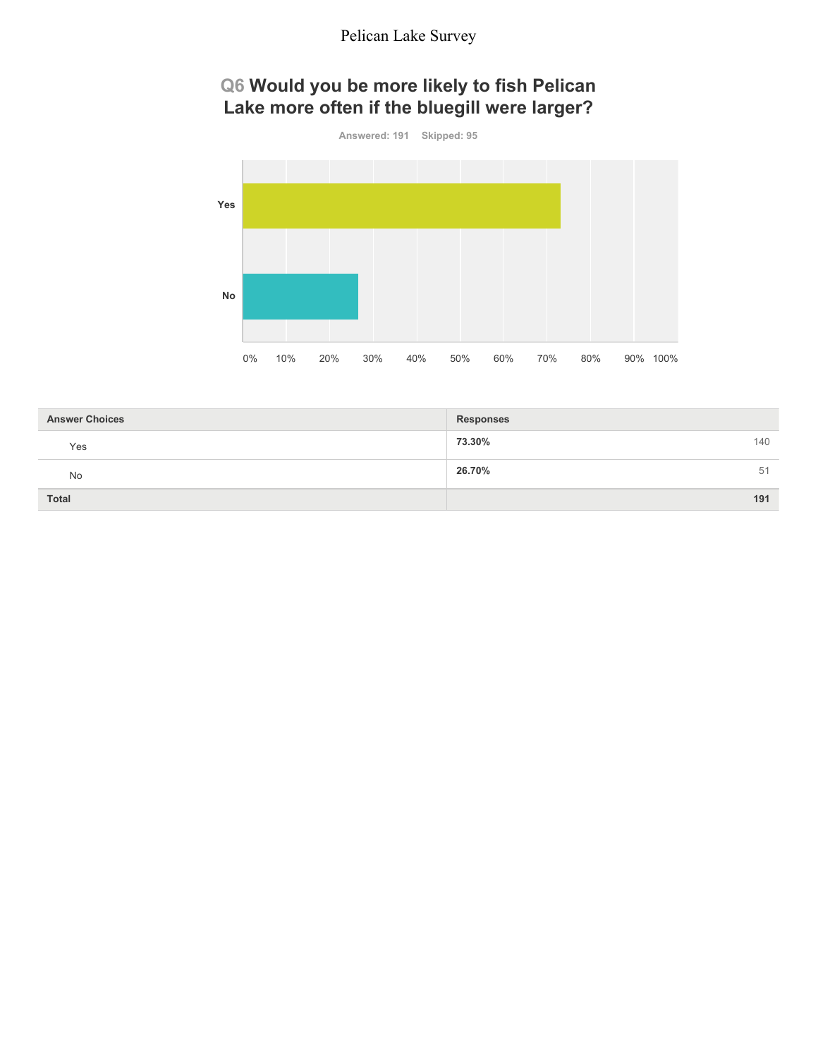# Q6 Would you be more likely to fish Pelican Lake more often if the bluegill were larger?

Answered: 191 Skipped: 95

| Answer Choices | Responses | |
| --- | --- | --- |
| Yes | 73.30% | 140 |
| No | 26.70% | 51 |
| Total | | 191 |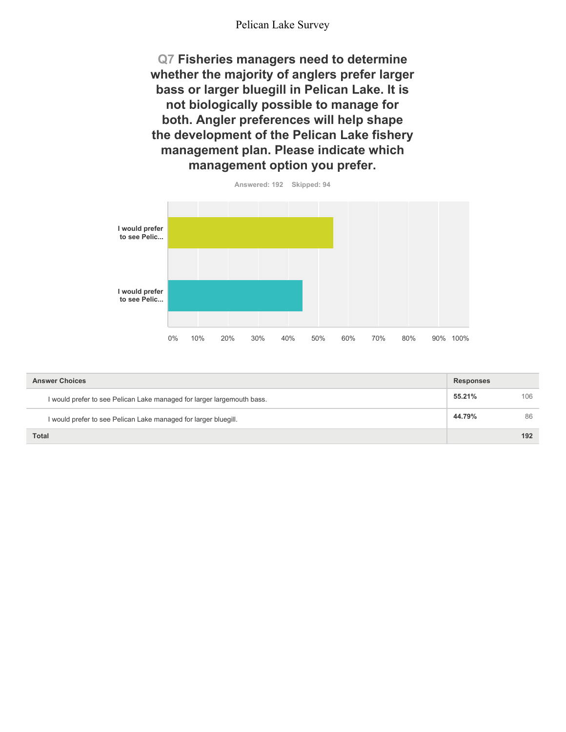## Q7 Fisheries managers need to determine whether the majority of anglers prefer larger bass or larger bluegill in Pelican Lake. It is not biologically possible to manage for both. Angler preferences will help shape the development of the Pelican Lake fishery management plan. Please indicate which management option you prefer.

Answered: 192 Skipped: 94

| Answer Choices | Responses | |
|---|---|---|
| I would prefer to see Pelican Lake managed for larger largemouth bass. | 55.21% | 106 |
| I would prefer to see Pelican Lake managed for larger bluegill. | 44.79% | 86 |
| **Total** | | **192** |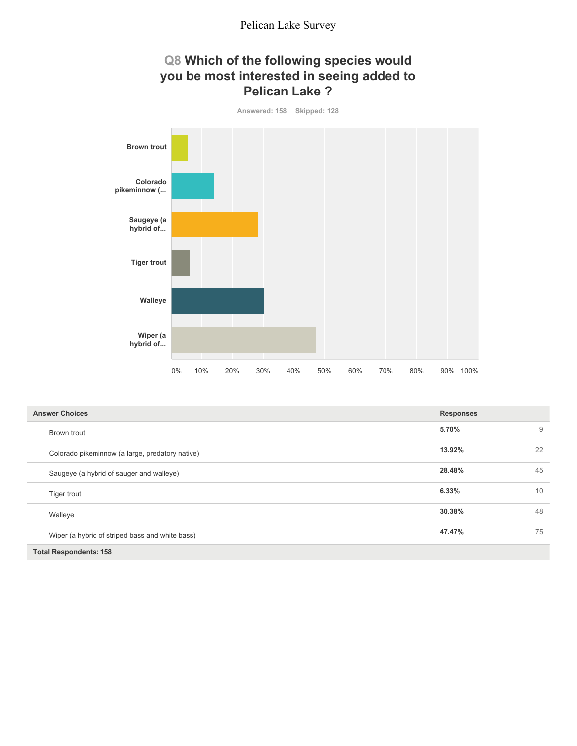# Q8 Which of the following species would you be most interested in seeing added to Pelican Lake ?

Answered: 158 Skipped: 128

| Answer Choices | Responses | |
|---|---|---|
| Brown trout | 5.70% | 9 |
| Colorado pikeminnow (a large, predatory native) | 13.92% | 22 |
| Saugeye (a hybrid of sauger and walleye) | 28.48% | 45 |
| Tiger trout | 6.33% | 10 |
| Walleye | 30.38% | 48 |
| Wiper (a hybrid of striped bass and white bass) | 47.47% | 75 |
| **Total Respondents: 158** | | |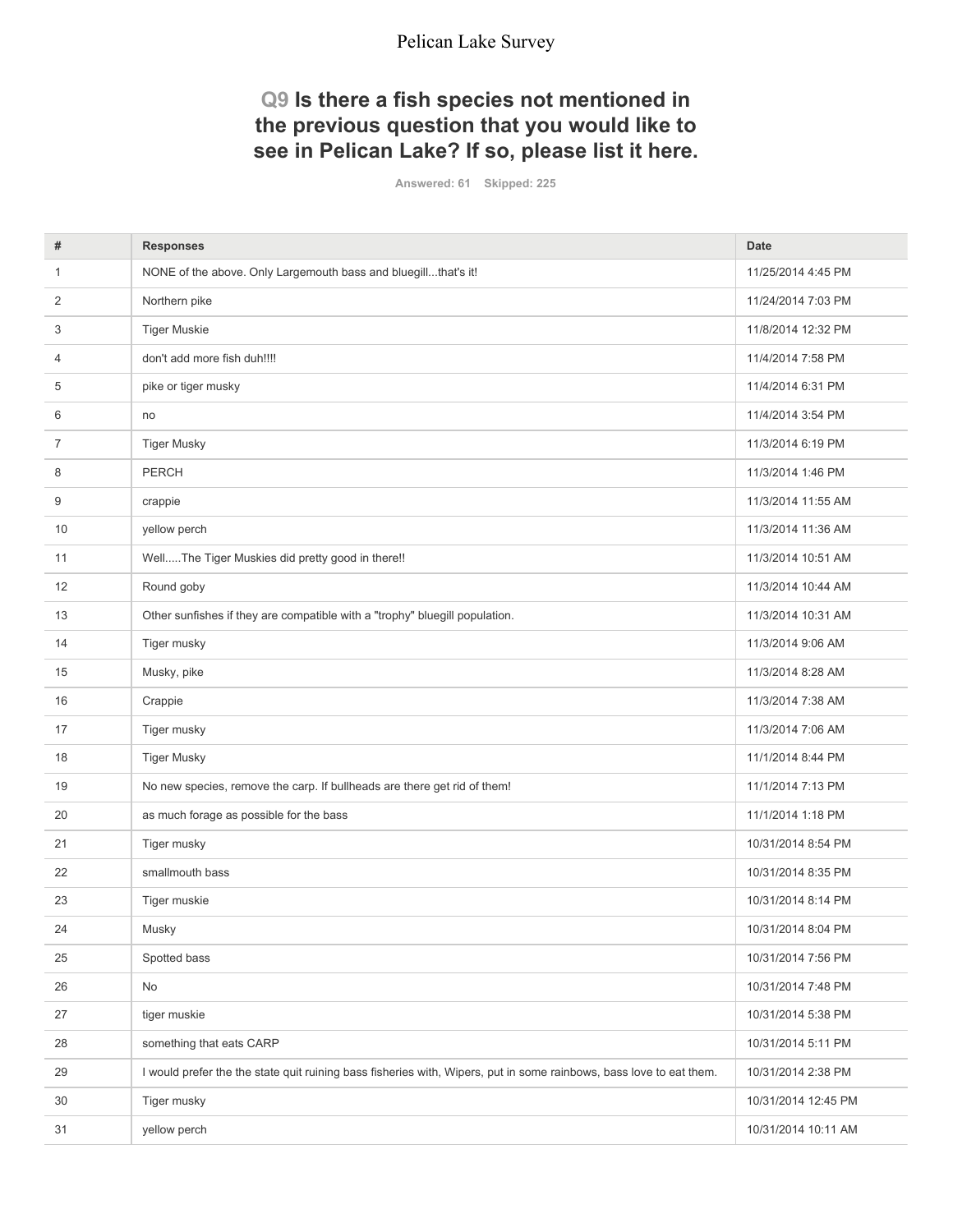# Pelican Lake Survey

## Q9 Is there a fish species not mentioned in the previous question that you would like to see in Pelican Lake? If so, please list it here.

Answered: 61 Skipped: 225

| # | Responses | Date |
| --- | --- | --- |
| 1 | NONE of the above. Only Largemouth bass and bluegill...that's it! | 11/25/2014 4:45 PM |
| 2 | Northern pike | 11/24/2014 7:03 PM |
| 3 | Tiger Muskie | 11/8/2014 12:32 PM |
| 4 | don't add more fish duh!!!! | 11/4/2014 7:58 PM |
| 5 | pike or tiger musky | 11/4/2014 6:31 PM |
| 6 | no | 11/4/2014 3:54 PM |
| 7 | Tiger Musky | 11/3/2014 6:19 PM |
| 8 | PERCH | 11/3/2014 1:46 PM |
| 9 | crappie | 11/3/2014 11:55 AM |
| 10 | yellow perch | 11/3/2014 11:36 AM |
| 11 | Well.....The Tiger Muskies did pretty good in there!! | 11/3/2014 10:51 AM |
| 12 | Round goby | 11/3/2014 10:44 AM |
| 13 | Other sunfishes if they are compatible with a "trophy" bluegill population. | 11/3/2014 10:31 AM |
| 14 | Tiger musky | 11/3/2014 9:06 AM |
| 15 | Musky, pike | 11/3/2014 8:28 AM |
| 16 | Crappie | 11/3/2014 7:38 AM |
| 17 | Tiger musky | 11/3/2014 7:06 AM |
| 18 | Tiger Musky | 11/1/2014 8:44 PM |
| 19 | No new species, remove the carp. If bullheads are there get rid of them! | 11/1/2014 7:13 PM |
| 20 | as much forage as possible for the bass | 11/1/2014 1:18 PM |
| 21 | Tiger musky | 10/31/2014 8:54 PM |
| 22 | smallmouth bass | 10/31/2014 8:35 PM |
| 23 | Tiger muskie | 10/31/2014 8:14 PM |
| 24 | Musky | 10/31/2014 8:04 PM |
| 25 | Spotted bass | 10/31/2014 7:56 PM |
| 26 | No | 10/31/2014 7:48 PM |
| 27 | tiger muskie | 10/31/2014 5:38 PM |
| 28 | something that eats CARP | 10/31/2014 5:11 PM |
| 29 | I would prefer the the state quit ruining bass fisheries with, Wipers, put in some rainbows, bass love to eat them. | 10/31/2014 2:38 PM |
| 30 | Tiger musky | 10/31/2014 12:45 PM |
| 31 | yellow perch | 10/31/2014 10:11 AM |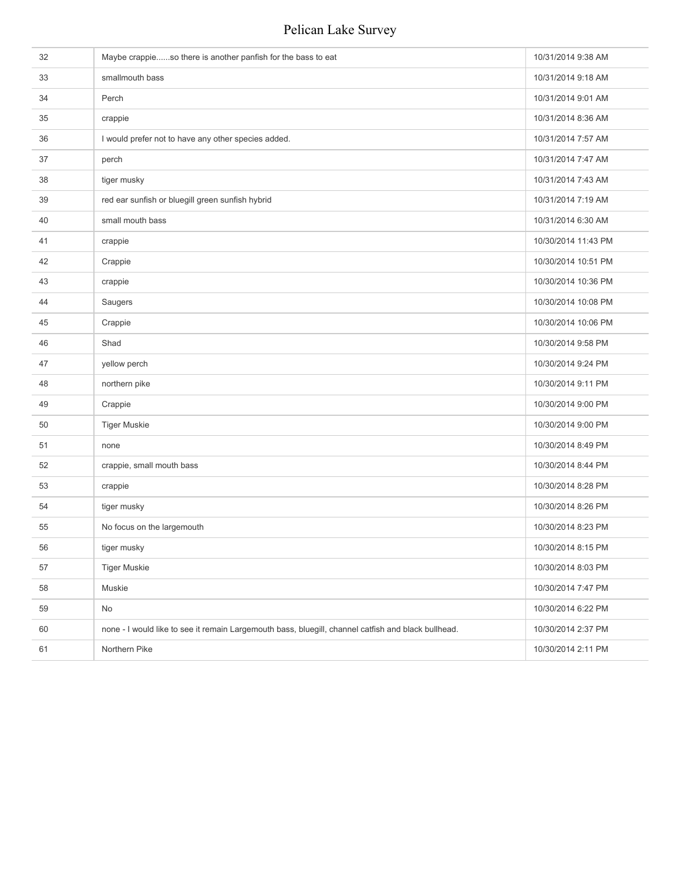| | | |
|---|---|---|
| 32 | Maybe crappie......so there is another panfish for the bass to eat | 10/31/2014 9:38 AM |
| 33 | smallmouth bass | 10/31/2014 9:18 AM |
| 34 | Perch | 10/31/2014 9:01 AM |
| 35 | crappie | 10/31/2014 8:36 AM |
| 36 | I would prefer not to have any other species added. | 10/31/2014 7:57 AM |
| 37 | perch | 10/31/2014 7:47 AM |
| 38 | tiger musky | 10/31/2014 7:43 AM |
| 39 | red ear sunfish or bluegill green sunfish hybrid | 10/31/2014 7:19 AM |
| 40 | small mouth bass | 10/31/2014 6:30 AM |
| 41 | crappie | 10/30/2014 11:43 PM |
| 42 | Crappie | 10/30/2014 10:51 PM |
| 43 | crappie | 10/30/2014 10:36 PM |
| 44 | Saugers | 10/30/2014 10:08 PM |
| 45 | Crappie | 10/30/2014 10:06 PM |
| 46 | Shad | 10/30/2014 9:58 PM |
| 47 | yellow perch | 10/30/2014 9:24 PM |
| 48 | northern pike | 10/30/2014 9:11 PM |
| 49 | Crappie | 10/30/2014 9:00 PM |
| 50 | Tiger Muskie | 10/30/2014 9:00 PM |
| 51 | none | 10/30/2014 8:49 PM |
| 52 | crappie, small mouth bass | 10/30/2014 8:44 PM |
| 53 | crappie | 10/30/2014 8:28 PM |
| 54 | tiger musky | 10/30/2014 8:26 PM |
| 55 | No focus on the largemouth | 10/30/2014 8:23 PM |
| 56 | tiger musky | 10/30/2014 8:15 PM |
| 57 | Tiger Muskie | 10/30/2014 8:03 PM |
| 58 | Muskie | 10/30/2014 7:47 PM |
| 59 | No | 10/30/2014 6:22 PM |
| 60 | none - I would like to see it remain Largemouth bass, bluegill, channel catfish and black bullhead. | 10/30/2014 2:37 PM |
| 61 | Northern Pike | 10/30/2014 2:11 PM |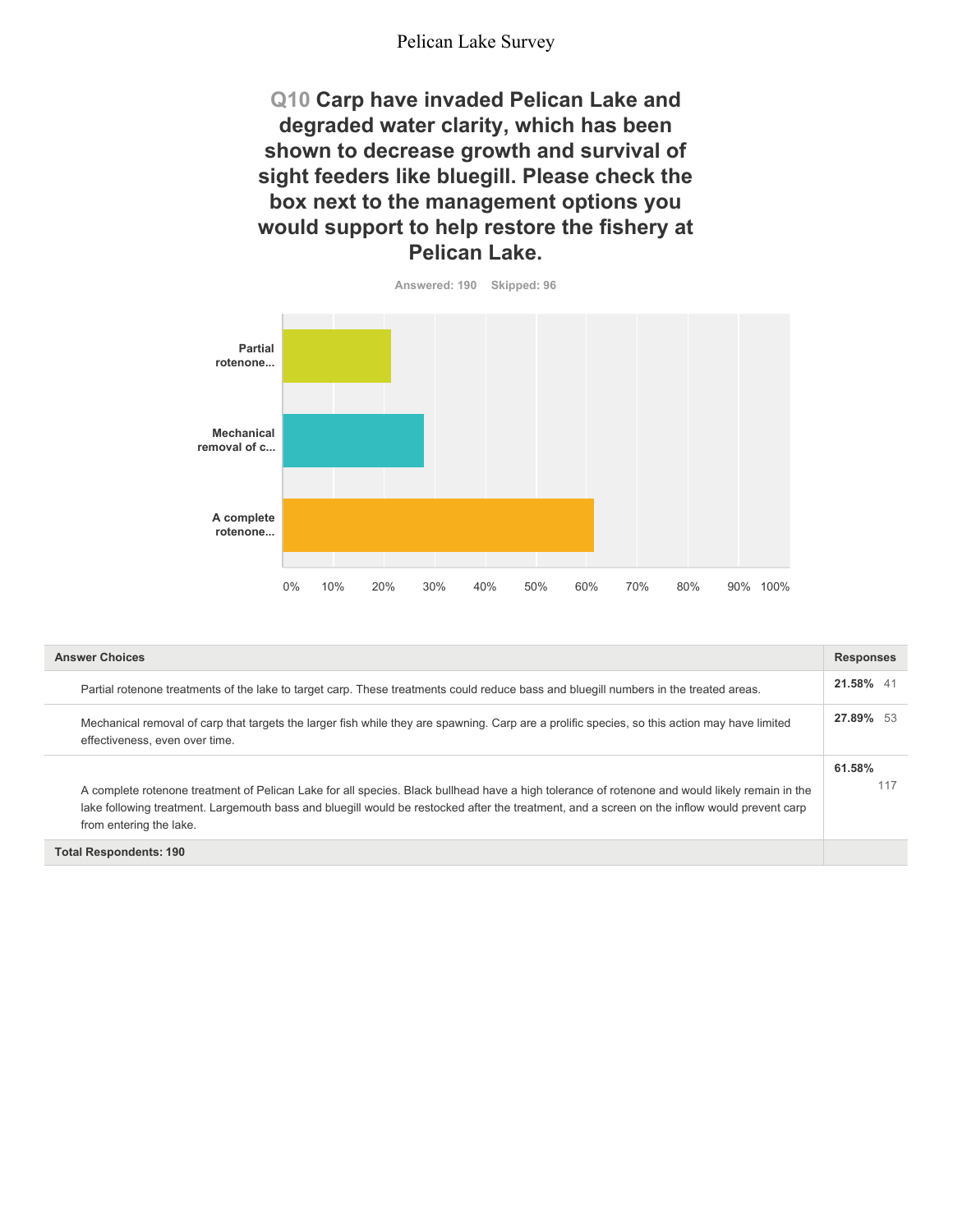## Q10 Carp have invaded Pelican Lake and degraded water clarity, which has been shown to decrease growth and survival of sight feeders like bluegill. Please check the box next to the management options you would support to help restore the fishery at Pelican Lake.

Answered: 190 Skipped: 96

| Answer Choices | Responses | |
|---|---|---|
| Partial rotenone treatments of the lake to target carp. These treatments could reduce bass and bluegill numbers in the treated areas. | 21.58% | 41 |
| Mechanical removal of carp that targets the larger fish while they are spawning. Carp are a prolific species, so this action may have limited effectiveness, even over time. | 27.89% | 53 |
| A complete rotenone treatment of Pelican Lake for all species. Black bullhead have a high tolerance of rotenone and would likely remain in the lake following treatment. Largemouth bass and bluegill would be restocked after the treatment, and a screen on the inflow would prevent carp from entering the lake. | 61.58% | 117 |
| **Total Respondents: 190** | | |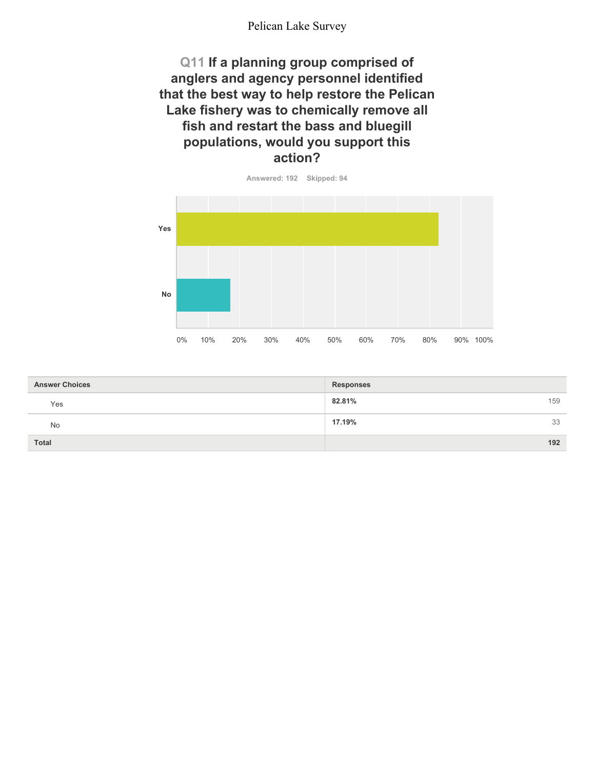## Q11 If a planning group comprised of anglers and agency personnel identified that the best way to help restore the Pelican Lake fishery was to chemically remove all fish and restart the bass and bluegill populations, would you support this action?

Answered: 192 Skipped: 94

| Answer Choices | Responses | |
|---|---|---|
| Yes | **82.81%** | 159 |
| No | **17.19%** | 33 |
| **Total** | | **192** |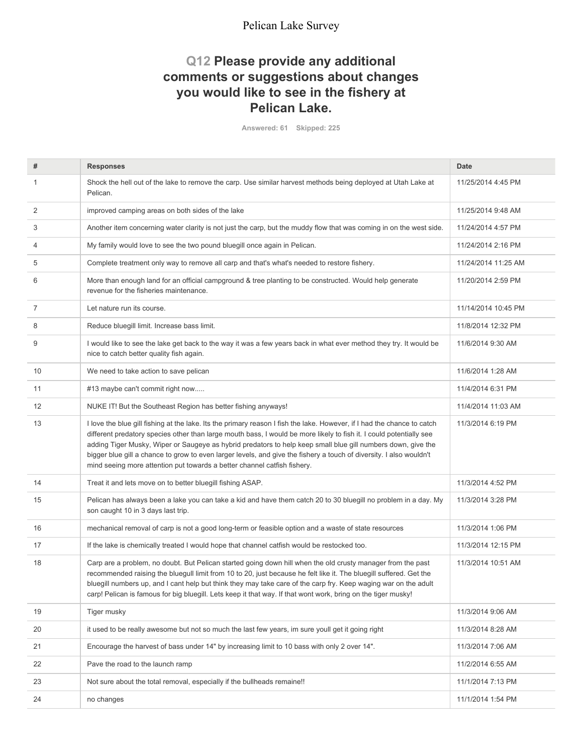## Q12 Please provide any additional comments or suggestions about changes you would like to see in the fishery at Pelican Lake.

Answered: 61 Skipped: 225

| # | Responses | Date |
|---|---|---|
| 1 | Shock the hell out of the lake to remove the carp. Use similar harvest methods being deployed at Utah Lake at Pelican. | 11/25/2014 4:45 PM |
| 2 | improved camping areas on both sides of the lake | 11/25/2014 9:48 AM |
| 3 | Another item concerning water clarity is not just the carp, but the muddy flow that was coming in on the west side. | 11/24/2014 4:57 PM |
| 4 | My family would love to see the two pound bluegill once again in Pelican. | 11/24/2014 2:16 PM |
| 5 | Complete treatment only way to remove all carp and that's what's needed to restore fishery. | 11/24/2014 11:25 AM |
| 6 | More than enough land for an official campground & tree planting to be constructed. Would help generate revenue for the fisheries maintenance. | 11/20/2014 2:59 PM |
| 7 | Let nature run its course. | 11/14/2014 10:45 PM |
| 8 | Reduce bluegill limit. Increase bass limit. | 11/8/2014 12:32 PM |
| 9 | I would like to see the lake get back to the way it was a few years back in what ever method they try. It would be nice to catch better quality fish again. | 11/6/2014 9:30 AM |
| 10 | We need to take action to save pelican | 11/6/2014 1:28 AM |
| 11 | #13 maybe can't commit right now..... | 11/4/2014 6:31 PM |
| 12 | NUKE IT! But the Southeast Region has better fishing anyways! | 11/4/2014 11:03 AM |
| 13 | I love the blue gill fishing at the lake. Its the primary reason I fish the lake. However, if I had the chance to catch different predatory species other than large mouth bass, I would be more likely to fish it. I could potentially see adding Tiger Musky, Wiper or Saugeye as hybrid predators to help keep small blue gill numbers down, give the bigger blue gill a chance to grow to even larger levels, and give the fishery a touch of diversity. I also wouldn't mind seeing more attention put towards a better channel catfish fishery. | 11/3/2014 6:19 PM |
| 14 | Treat it and lets move on to better bluegill fishing ASAP. | 11/3/2014 4:52 PM |
| 15 | Pelican has always been a lake you can take a kid and have them catch 20 to 30 bluegill no problem in a day. My son caught 10 in 3 days last trip. | 11/3/2014 3:28 PM |
| 16 | mechanical removal of carp is not a good long-term or feasible option and a waste of state resources | 11/3/2014 1:06 PM |
| 17 | If the lake is chemically treated I would hope that channel catfish would be restocked too. | 11/3/2014 12:15 PM |
| 18 | Carp are a problem, no doubt. But Pelican started going down hill when the old crusty manager from the past recommended raising the bluegill limit from 10 to 20, just because he felt like it. The bluegill suffered. Get the bluegill numbers up, and I cant help but think they may take care of the carp fry. Keep waging war on the adult carp! Pelican is famous for big bluegill. Lets keep it that way. If that wont work, bring on the tiger musky! | 11/3/2014 10:51 AM |
| 19 | Tiger musky | 11/3/2014 9:06 AM |
| 20 | it used to be really awesome but not so much the last few years, im sure youll get it going right | 11/3/2014 8:28 AM |
| 21 | Encourage the harvest of bass under 14" by increasing limit to 10 bass with only 2 over 14". | 11/3/2014 7:06 AM |
| 22 | Pave the road to the launch ramp | 11/2/2014 6:55 AM |
| 23 | Not sure about the total removal, especially if the bullheads remaine!! | 11/1/2014 7:13 PM |
| 24 | no changes | 11/1/2014 1:54 PM |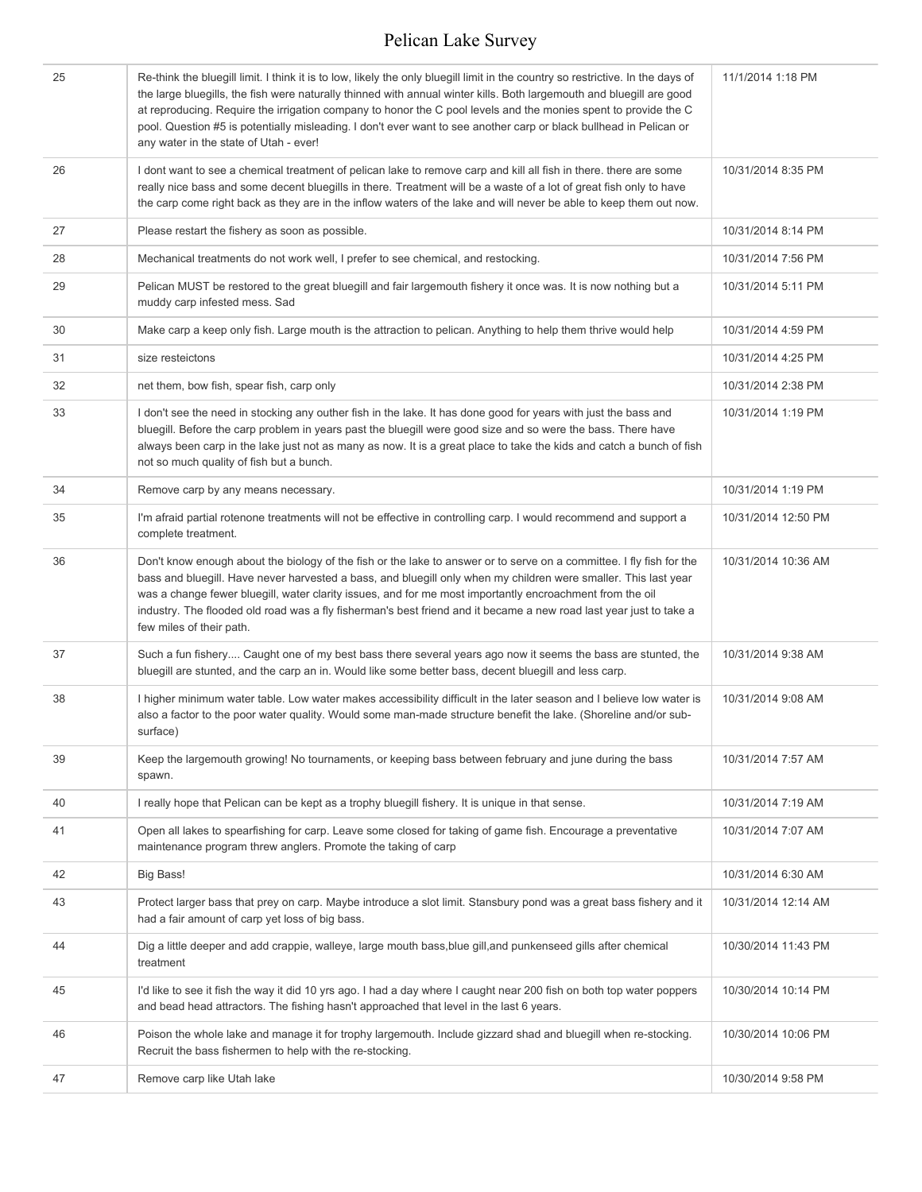| | | |
|---|---|---|
| 25 | Re-think the bluegill limit. I think it is to low, likely the only bluegill limit in the country so restrictive. In the days of the large bluegills, the fish were naturally thinned with annual winter kills. Both largemouth and bluegill are good at reproducing. Require the irrigation company to honor the C pool levels and the monies spent to provide the C pool. Question #5 is potentially misleading. I don't ever want to see another carp or black bullhead in Pelican or any water in the state of Utah - ever! | 11/1/2014 1:18 PM |
| 26 | I dont want to see a chemical treatment of pelican lake to remove carp and kill all fish in there. there are some really nice bass and some decent bluegills in there. Treatment will be a waste of a lot of great fish only to have the carp come right back as they are in the inflow waters of the lake and will never be able to keep them out now. | 10/31/2014 8:35 PM |
| 27 | Please restart the fishery as soon as possible. | 10/31/2014 8:14 PM |
| 28 | Mechanical treatments do not work well, I prefer to see chemical, and restocking. | 10/31/2014 7:56 PM |
| 29 | Pelican MUST be restored to the great bluegill and fair largemouth fishery it once was. It is now nothing but a muddy carp infested mess. Sad | 10/31/2014 5:11 PM |
| 30 | Make carp a keep only fish. Large mouth is the attraction to pelican. Anything to help them thrive would help | 10/31/2014 4:59 PM |
| 31 | size resteictons | 10/31/2014 4:25 PM |
| 32 | net them, bow fish, spear fish, carp only | 10/31/2014 2:38 PM |
| 33 | I don't see the need in stocking any outher fish in the lake. It has done good for years with just the bass and bluegill. Before the carp problem in years past the bluegill were good size and so were the bass. There have always been carp in the lake just not as many as now. It is a great place to take the kids and catch a bunch of fish not so much quality of fish but a bunch. | 10/31/2014 1:19 PM |
| 34 | Remove carp by any means necessary. | 10/31/2014 1:19 PM |
| 35 | I'm afraid partial rotenone treatments will not be effective in controlling carp. I would recommend and support a complete treatment. | 10/31/2014 12:50 PM |
| 36 | Don't know enough about the biology of the fish or the lake to answer or to serve on a committee. I fly fish for the bass and bluegill. Have never harvested a bass, and bluegill only when my children were smaller. This last year was a change fewer bluegill, water clarity issues, and for me most importantly encroachment from the oil industry. The flooded old road was a fly fisherman's best friend and it became a new road last year just to take a few miles of their path. | 10/31/2014 10:36 AM |
| 37 | Such a fun fishery.... Caught one of my best bass there several years ago now it seems the bass are stunted, the bluegill are stunted, and the carp an in. Would like some better bass, decent bluegill and less carp. | 10/31/2014 9:38 AM |
| 38 | I higher minimum water table. Low water makes accessibility difficult in the later season and I believe low water is also a factor to the poor water quality. Would some man-made structure benefit the lake. (Shoreline and/or sub-surface) | 10/31/2014 9:08 AM |
| 39 | Keep the largemouth growing! No tournaments, or keeping bass between february and june during the bass spawn. | 10/31/2014 7:57 AM |
| 40 | I really hope that Pelican can be kept as a trophy bluegill fishery. It is unique in that sense. | 10/31/2014 7:19 AM |
| 41 | Open all lakes to spearfishing for carp. Leave some closed for taking of game fish. Encourage a preventative maintenance program threw anglers. Promote the taking of carp | 10/31/2014 7:07 AM |
| 42 | Big Bass! | 10/31/2014 6:30 AM |
| 43 | Protect larger bass that prey on carp. Maybe introduce a slot limit. Stansbury pond was a great bass fishery and it had a fair amount of carp yet loss of big bass. | 10/31/2014 12:14 AM |
| 44 | Dig a little deeper and add crappie, walleye, large mouth bass,blue gill,and punkenseed gills after chemical treatment | 10/30/2014 11:43 PM |
| 45 | I'd like to see it fish the way it did 10 yrs ago. I had a day where I caught near 200 fish on both top water poppers and bead head attractors. The fishing hasn't approached that level in the last 6 years. | 10/30/2014 10:14 PM |
| 46 | Poison the whole lake and manage it for trophy largemouth. Include gizzard shad and bluegill when re-stocking. Recruit the bass fishermen to help with the re-stocking. | 10/30/2014 10:06 PM |
| 47 | Remove carp like Utah lake | 10/30/2014 9:58 PM |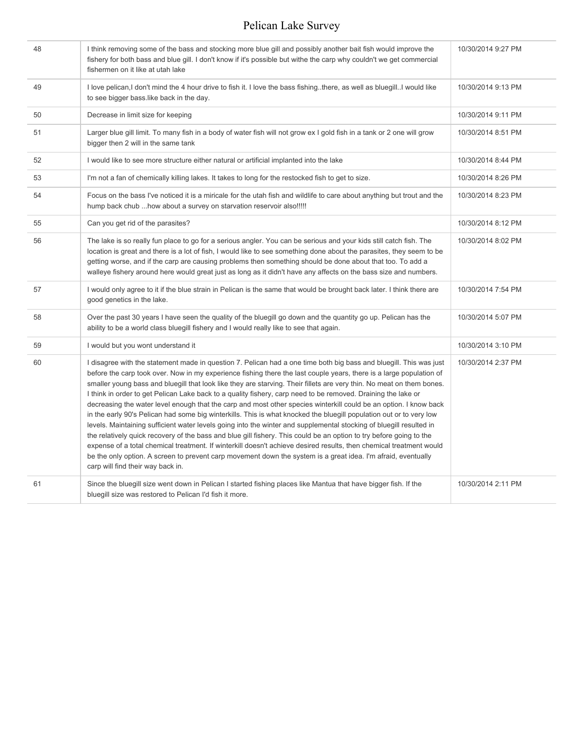| | | |
|---|---|---|
| 48 | I think removing some of the bass and stocking more blue gill and possibly another bait fish would improve the fishery for both bass and blue gill. I don't know if it's possible but withe the carp why couldn't we get commercial fishermen on it like at utah lake | 10/30/2014 9:27 PM |
| 49 | I love pelican,I don't mind the 4 hour drive to fish it. I love the bass fishing..there, as well as bluegill..I would like to see bigger bass.like back in the day. | 10/30/2014 9:13 PM |
| 50 | Decrease in limit size for keeping | 10/30/2014 9:11 PM |
| 51 | Larger blue gill limit. To many fish in a body of water fish will not grow ex I gold fish in a tank or 2 one will grow bigger then 2 will in the same tank | 10/30/2014 8:51 PM |
| 52 | I would like to see more structure either natural or artificial implanted into the lake | 10/30/2014 8:44 PM |
| 53 | I'm not a fan of chemically killing lakes. It takes to long for the restocked fish to get to size. | 10/30/2014 8:26 PM |
| 54 | Focus on the bass I've noticed it is a miricale for the utah fish and wildlife to care about anything but trout and the hump back chub ...how about a survey on starvation reservoir also!!!!! | 10/30/2014 8:23 PM |
| 55 | Can you get rid of the parasites? | 10/30/2014 8:12 PM |
| 56 | The lake is so really fun place to go for a serious angler. You can be serious and your kids still catch fish. The location is great and there is a lot of fish, I would like to see something done about the parasites, they seem to be getting worse, and if the carp are causing problems then something should be done about that too. To add a walleye fishery around here would great just as long as it didn't have any affects on the bass size and numbers. | 10/30/2014 8:02 PM |
| 57 | I would only agree to it if the blue strain in Pelican is the same that would be brought back later. I think there are good genetics in the lake. | 10/30/2014 7:54 PM |
| 58 | Over the past 30 years I have seen the quality of the bluegill go down and the quantity go up. Pelican has the ability to be a world class bluegill fishery and I would really like to see that again. | 10/30/2014 5:07 PM |
| 59 | I would but you wont understand it | 10/30/2014 3:10 PM |
| 60 | I disagree with the statement made in question 7. Pelican had a one time both big bass and bluegill. This was just before the carp took over. Now in my experience fishing there the last couple years, there is a large population of smaller young bass and bluegill that look like they are starving. Their fillets are very thin. No meat on them bones. I think in order to get Pelican Lake back to a quality fishery, carp need to be removed. Draining the lake or decreasing the water level enough that the carp and most other species winterkill could be an option. I know back in the early 90's Pelican had some big winterkills. This is what knocked the bluegill population out or to very low levels. Maintaining sufficient water levels going into the winter and supplemental stocking of bluegill resulted in the relatively quick recovery of the bass and blue gill fishery. This could be an option to try before going to the expense of a total chemical treatment. If winterkill doesn't achieve desired results, then chemical treatment would be the only option. A screen to prevent carp movement down the system is a great idea. I'm afraid, eventually carp will find their way back in. | 10/30/2014 2:37 PM |
| 61 | Since the bluegill size went down in Pelican I started fishing places like Mantua that have bigger fish. If the bluegill size was restored to Pelican I'd fish it more. | 10/30/2014 2:11 PM |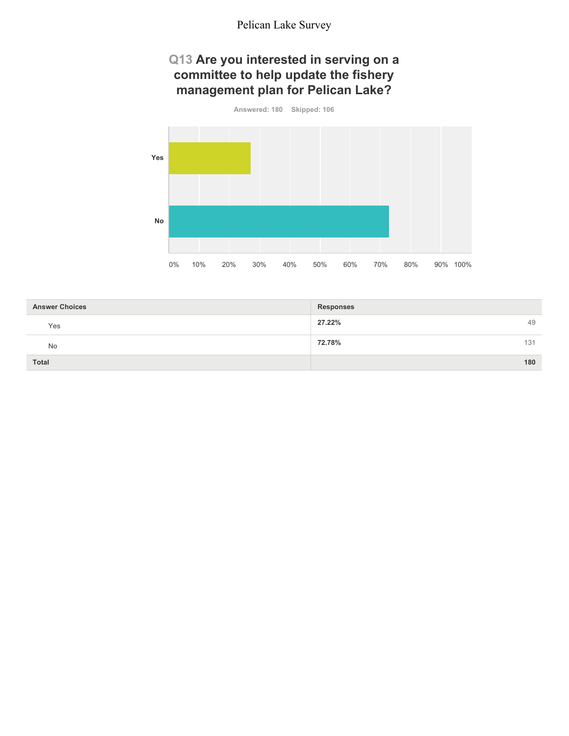# Q13 Are you interested in serving on a committee to help update the fishery management plan for Pelican Lake?

Answered: 180 Skipped: 106

| Answer Choices | Responses | |
|---|---|---|
| Yes | **27.22%** | 49 |
| No | **72.78%** | 131 |
| **Total** | | **180** |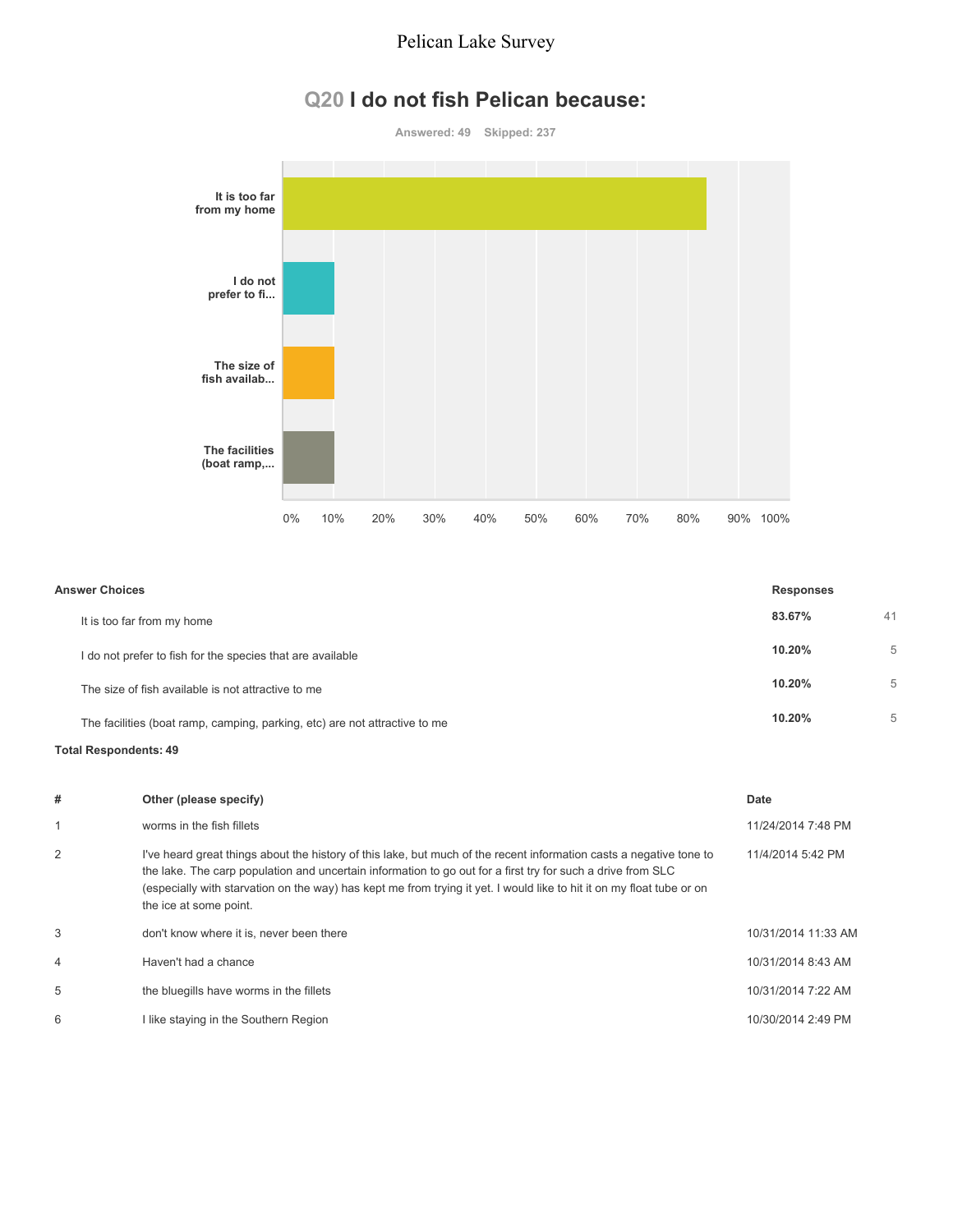# Pelican Lake Survey

## Q20 I do not fish Pelican because:

**Answered: 49 Skipped: 237**

| Answer Choices | Responses | |
|---|---|---|
| It is too far from my home | **83.67%** | 41 |
| I do not prefer to fish for the species that are available | **10.20%** | 5 |
| The size of fish available is not attractive to me | **10.20%** | 5 |
| The facilities (boat ramp, camping, parking, etc) are not attractive to me | **10.20%** | 5 |

**Total Respondents: 49**

| # | Other (please specify) | Date |
|---|---|---|
| 1 | worms in the fish fillets | 11/24/2014 7:48 PM |
| 2 | I've heard great things about the history of this lake, but much of the recent information casts a negative tone to the lake. The carp population and uncertain information to go out for a first try for such a drive from SLC (especially with starvation on the way) has kept me from trying it yet. I would like to hit it on my float tube or on the ice at some point. | 11/4/2014 5:42 PM |
| 3 | don't know where it is, never been there | 10/31/2014 11:33 AM |
| 4 | Haven't had a chance | 10/31/2014 8:43 AM |
| 5 | the bluegills have worms in the fillets | 10/31/2014 7:22 AM |
| 6 | I like staying in the Southern Region | 10/30/2014 2:49 PM |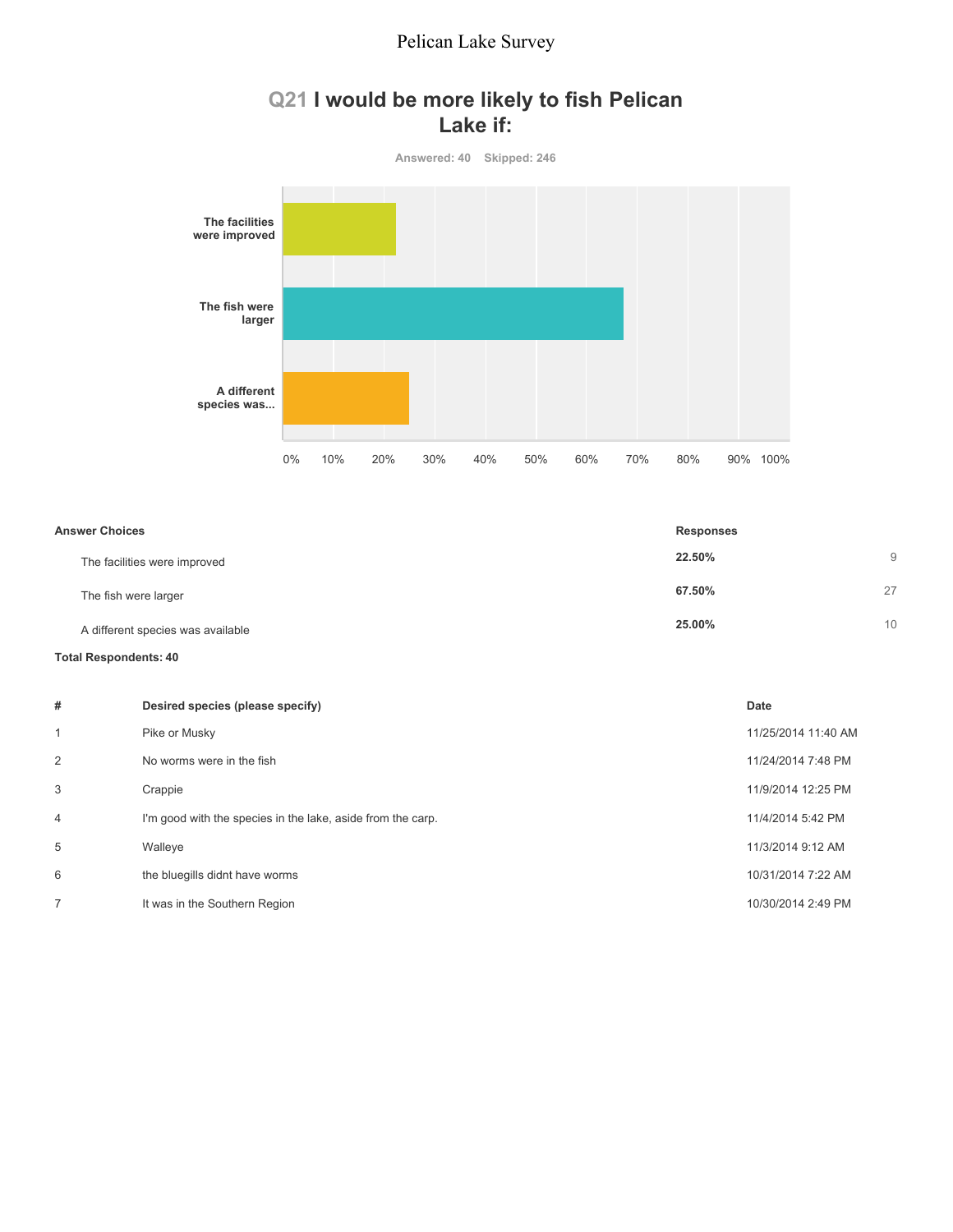# Pelican Lake Survey

## Q21 I would be more likely to fish Pelican Lake if:

Answered: 40 Skipped: 246

The facilities were improved

The fish were larger

A different species was...

0% 10% 20% 30% 40% 50% 60% 70% 80% 90% 100%

| Answer Choices | Responses | |
|---|---|---|
| The facilities were improved | 22.50% | 9 |
| The fish were larger | 67.50% | 27 |
| A different species was available | 25.00% | 10 |
| **Total Respondents: 40** | | |

| # | Desired species (please specify) | Date |
|---|---|---|
| 1 | Pike or Musky | 11/25/2014 11:40 AM |
| 2 | No worms were in the fish | 11/24/2014 7:48 PM |
| 3 | Crappie | 11/9/2014 12:25 PM |
| 4 | I'm good with the species in the lake, aside from the carp. | 11/4/2014 5:42 PM |
| 5 | Walleye | 11/3/2014 9:12 AM |
| 6 | the bluegills didnt have worms | 10/31/2014 7:22 AM |
| 7 | It was in the Southern Region | 10/30/2014 2:49 PM |